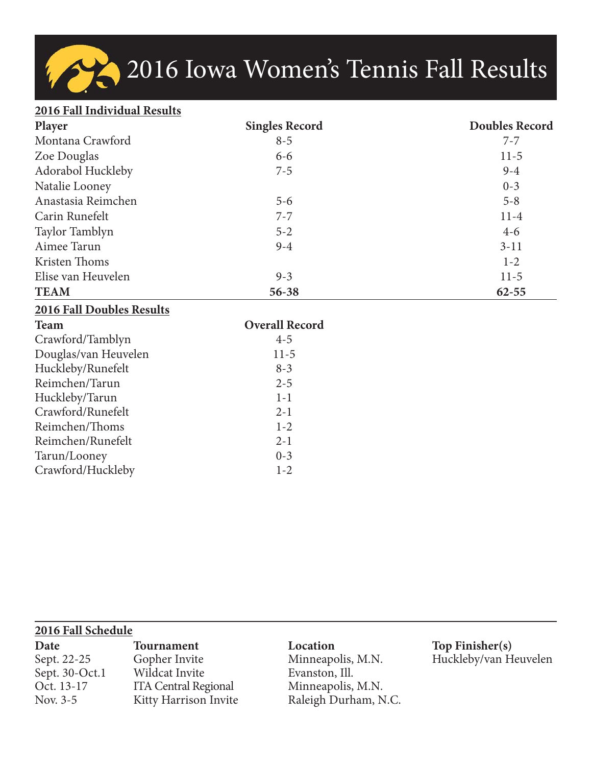# 2016 Iowa Women's Tennis Fall Results

## 2016 Fall Individual Results

| Player | Singles Record | Doubles Record |
|---|---|---|
| Montana Crawford | 8-5 | 7-7 |
| Zoe Douglas | 6-6 | 11-5 |
| Adorabol Huckleby | 7-5 | 9-4 |
| Natalie Looney | | 0-3 |
| Anastasia Reimchen | 5-6 | 5-8 |
| Carin Runefelt | 7-7 | 11-4 |
| Taylor Tamblyn | 5-2 | 4-6 |
| Aimee Tarun | 9-4 | 3-11 |
| Kristen Thoms | | 1-2 |
| Elise van Heuvelen | 9-3 | 11-5 |
| **TEAM** | **56-38** | **62-55** |

## 2016 Fall Doubles Results

| Team | Overall Record |
|---|---|
| Crawford/Tamblyn | 4-5 |
| Douglas/van Heuvelen | 11-5 |
| Huckleby/Runefelt | 8-3 |
| Reimchen/Tarun | 2-5 |
| Huckleby/Tarun | 1-1 |
| Crawford/Runefelt | 2-1 |
| Reimchen/Thoms | 1-2 |
| Reimchen/Runefelt | 2-1 |
| Tarun/Looney | 0-3 |
| Crawford/Huckleby | 1-2 |

## 2016 Fall Schedule

| Date | Tournament | Location | Top Finisher(s) |
|---|---|---|---|
| Sept. 22-25 | Gopher Invite | Minneapolis, M.N. | Huckleby/van Heuvelen |
| Sept. 30-Oct.1 | Wildcat Invite | Evanston, Ill. | |
| Oct. 13-17 | ITA Central Regional | Minneapolis, M.N. | |
| Nov. 3-5 | Kitty Harrison Invite | Raleigh Durham, N.C. | |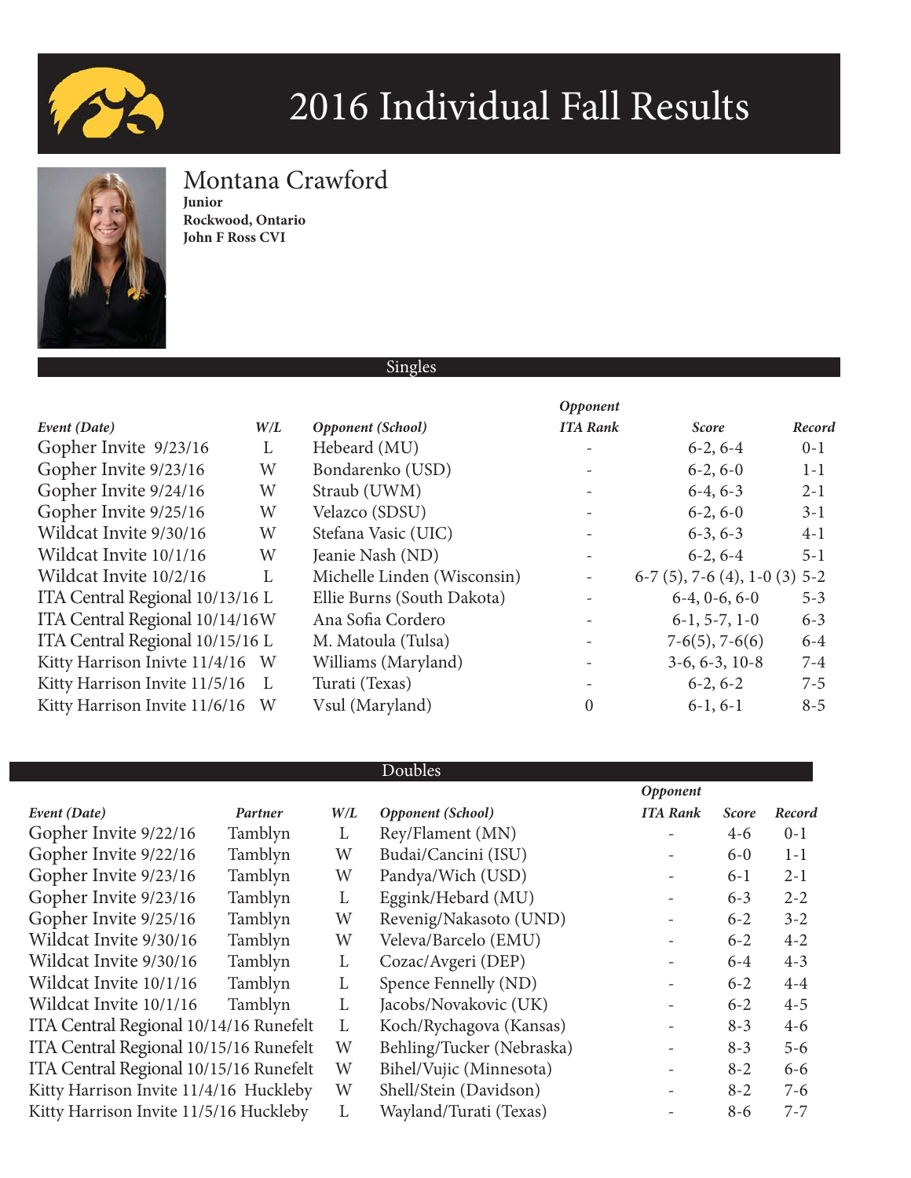# 2016 Individual Fall Results

## Montana Crawford

**Junior**
**Rockwood, Ontario**
**John F Ross CVI**

### Singles

| *Event (Date)* | *W/L* | *Opponent (School)* | *Opponent ITA Rank* | *Score* | *Record* |
|---|---|---|---|---|---|
| Gopher Invite 9/23/16 | L | Hebeard (MU) | - | 6-2, 6-4 | 0-1 |
| Gopher Invite 9/23/16 | W | Bondarenko (USD) | - | 6-2, 6-0 | 1-1 |
| Gopher Invite 9/24/16 | W | Straub (UWM) | - | 6-4, 6-3 | 2-1 |
| Gopher Invite 9/25/16 | W | Velazco (SDSU) | - | 6-2, 6-0 | 3-1 |
| Wildcat Invite 9/30/16 | W | Stefana Vasic (UIC) | - | 6-3, 6-3 | 4-1 |
| Wildcat Invite 10/1/16 | W | Jeanie Nash (ND) | - | 6-2, 6-4 | 5-1 |
| Wildcat Invite 10/2/16 | L | Michelle Linden (Wisconsin) | - | 6-7 (5), 7-6 (4), 1-0 (3) | 5-2 |
| ITA Central Regional 10/13/16 | L | Ellie Burns (South Dakota) | - | 6-4, 0-6, 6-0 | 5-3 |
| ITA Central Regional 10/14/16 | W | Ana Sofia Cordero | - | 6-1, 5-7, 1-0 | 6-3 |
| ITA Central Regional 10/15/16 | L | M. Matoula (Tulsa) | - | 7-6(5), 7-6(6) | 6-4 |
| Kitty Harrison Inivte 11/4/16 | W | Williams (Maryland) | - | 3-6, 6-3, 10-8 | 7-4 |
| Kitty Harrison Invite 11/5/16 | L | Turati (Texas) | - | 6-2, 6-2 | 7-5 |
| Kitty Harrison Invite 11/6/16 | W | Vsul (Maryland) | 0 | 6-1, 6-1 | 8-5 |

### Doubles

| *Event (Date)* | *Partner* | *W/L* | *Opponent (School)* | *Opponent ITA Rank* | *Score* | *Record* |
|---|---|---|---|---|---|---|
| Gopher Invite 9/22/16 | Tamblyn | L | Rey/Flament (MN) | - | 4-6 | 0-1 |
| Gopher Invite 9/22/16 | Tamblyn | W | Budai/Cancini (ISU) | - | 6-0 | 1-1 |
| Gopher Invite 9/23/16 | Tamblyn | W | Pandya/Wich (USD) | - | 6-1 | 2-1 |
| Gopher Invite 9/23/16 | Tamblyn | L | Eggink/Hebard (MU) | - | 6-3 | 2-2 |
| Gopher Invite 9/25/16 | Tamblyn | W | Revenig/Nakasoto (UND) | - | 6-2 | 3-2 |
| Wildcat Invite 9/30/16 | Tamblyn | W | Veleva/Barcelo (EMU) | - | 6-2 | 4-2 |
| Wildcat Invite 9/30/16 | Tamblyn | L | Cozac/Avgeri (DEP) | - | 6-4 | 4-3 |
| Wildcat Invite 10/1/16 | Tamblyn | L | Spence Fennelly (ND) | - | 6-2 | 4-4 |
| Wildcat Invite 10/1/16 | Tamblyn | L | Jacobs/Novakovic (UK) | - | 6-2 | 4-5 |
| ITA Central Regional 10/14/16 | Runefelt | L | Koch/Rychagova (Kansas) | - | 8-3 | 4-6 |
| ITA Central Regional 10/15/16 | Runefelt | W | Behling/Tucker (Nebraska) | - | 8-3 | 5-6 |
| ITA Central Regional 10/15/16 | Runefelt | W | Bihel/Vujic (Minnesota) | - | 8-2 | 6-6 |
| Kitty Harrison Invite 11/4/16 | Huckleby | W | Shell/Stein (Davidson) | - | 8-2 | 7-6 |
| Kitty Harrison Invite 11/5/16 | Huckleby | L | Wayland/Turati (Texas) | - | 8-6 | 7-7 |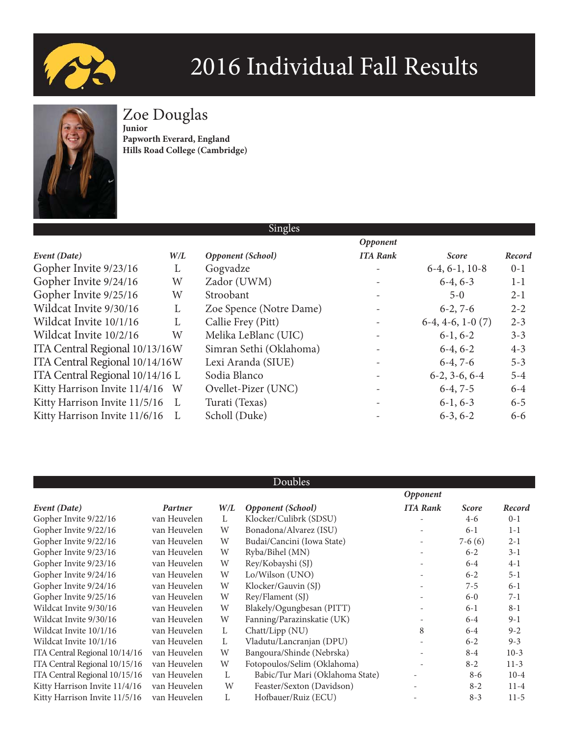# 2016 Individual Fall Results

## Zoe Douglas

**Junior**
**Papworth Everard, England**
**Hills Road College (Cambridge)**

### Singles

| *Event (Date)* | *W/L* | *Opponent (School)* | *Opponent ITA Rank* | *Score* | *Record* |
|---|---|---|---|---|---|
| Gopher Invite 9/23/16 | L | Gogvadze | - | 6-4, 6-1, 10-8 | 0-1 |
| Gopher Invite 9/24/16 | W | Zador (UWM) | - | 6-4, 6-3 | 1-1 |
| Gopher Invite 9/25/16 | W | Stroobant | - | 5-0 | 2-1 |
| Wildcat Invite 9/30/16 | L | Zoe Spence (Notre Dame) | - | 6-2, 7-6 | 2-2 |
| Wildcat Invite 10/1/16 | L | Callie Frey (Pitt) | - | 6-4, 4-6, 1-0 (7) | 2-3 |
| Wildcat Invite 10/2/16 | W | Melika LeBlanc (UIC) | - | 6-1, 6-2 | 3-3 |
| ITA Central Regional 10/13/16 | W | Simran Sethi (Oklahoma) | - | 6-4, 6-2 | 4-3 |
| ITA Central Regional 10/14/16 | W | Lexi Aranda (SIUE) | - | 6-4, 7-6 | 5-3 |
| ITA Central Regional 10/14/16 | L | Sodia Blanco | - | 6-2, 3-6, 6-4 | 5-4 |
| Kitty Harrison Invite 11/4/16 | W | Ovellet-Pizer (UNC) | - | 6-4, 7-5 | 6-4 |
| Kitty Harrison Invite 11/5/16 | L | Turati (Texas) | - | 6-1, 6-3 | 6-5 |
| Kitty Harrison Invite 11/6/16 | L | Scholl (Duke) | - | 6-3, 6-2 | 6-6 |

### Doubles

| *Event (Date)* | *Partner* | *W/L* | *Opponent (School)* | *Opponent ITA Rank* | *Score* | *Record* |
|---|---|---|---|---|---|---|
| Gopher Invite 9/22/16 | van Heuvelen | L | Klocker/Culibrk (SDSU) | - | 4-6 | 0-1 |
| Gopher Invite 9/22/16 | van Heuvelen | W | Bonadona/Alvarez (ISU) | - | 6-1 | 1-1 |
| Gopher Invite 9/22/16 | van Heuvelen | W | Budai/Cancini (Iowa State) | - | 7-6 (6) | 2-1 |
| Gopher Invite 9/23/16 | van Heuvelen | W | Ryba/Bihel (MN) | - | 6-2 | 3-1 |
| Gopher Invite 9/23/16 | van Heuvelen | W | Rey/Kobayshi (SJ) | - | 6-4 | 4-1 |
| Gopher Invite 9/24/16 | van Heuvelen | W | Lo/Wilson (UNO) | - | 6-2 | 5-1 |
| Gopher Invite 9/24/16 | van Heuvelen | W | Klocker/Gauvin (SJ) | - | 7-5 | 6-1 |
| Gopher Invite 9/25/16 | van Heuvelen | W | Rey/Flament (SJ) | - | 6-0 | 7-1 |
| Wildcat Invite 9/30/16 | van Heuvelen | W | Blakely/Ogungbesan (PITT) | - | 6-1 | 8-1 |
| Wildcat Invite 9/30/16 | van Heuvelen | W | Fanning/Parazinskatie (UK) | - | 6-4 | 9-1 |
| Wildcat Invite 10/1/16 | van Heuvelen | L | Chatt/Lipp (NU) | 8 | 6-4 | 9-2 |
| Wildcat Invite 10/1/16 | van Heuvelen | L | Vladutu/Lancranjan (DPU) | - | 6-2 | 9-3 |
| ITA Central Regional 10/14/16 | van Heuvelen | W | Bangoura/Shinde (Nebrska) | - | 8-4 | 10-3 |
| ITA Central Regional 10/15/16 | van Heuvelen | W | Fotopoulos/Selim (Oklahoma) | - | 8-2 | 11-3 |
| ITA Central Regional 10/15/16 | van Heuvelen | L | Babic/Tur Mari (Oklahoma State) | - | 8-6 | 10-4 |
| Kitty Harrison Invite 11/4/16 | van Heuvelen | W | Feaster/Sexton (Davidson) | - | 8-2 | 11-4 |
| Kitty Harrison Invite 11/5/16 | van Heuvelen | L | Hofbauer/Ruiz (ECU) | - | 8-3 | 11-5 |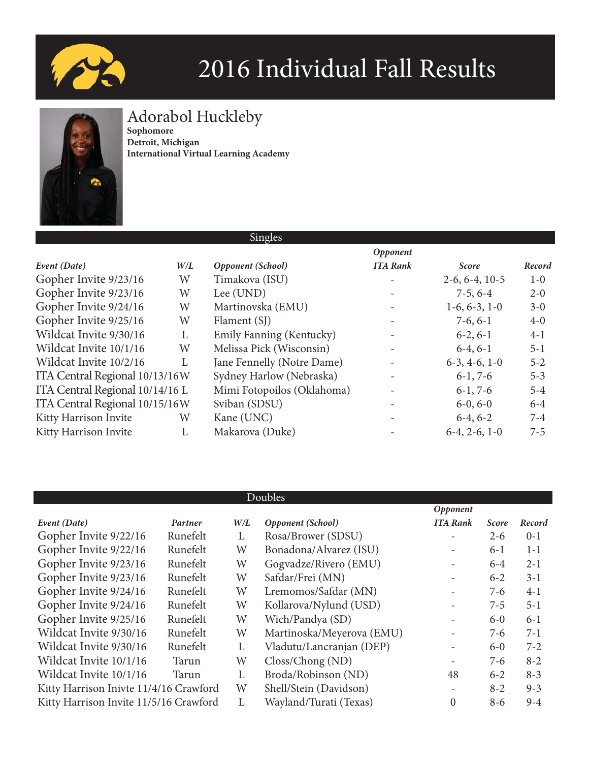# 2016 Individual Fall Results

## Adorabol Huckleby

**Sophomore**
**Detroit, Michigan**
**International Virtual Learning Academy**

### Singles

| *Event (Date)* | *W/L* | *Opponent (School)* | *Opponent ITA Rank* | *Score* | *Record* |
|---|---|---|---|---|---|
| Gopher Invite 9/23/16 | W | Timakova (ISU) | - | 2-6, 6-4, 10-5 | 1-0 |
| Gopher Invite 9/23/16 | W | Lee (UND) | - | 7-5, 6-4 | 2-0 |
| Gopher Invite 9/24/16 | W | Martinovska (EMU) | - | 1-6, 6-3, 1-0 | 3-0 |
| Gopher Invite 9/25/16 | W | Flament (SJ) | - | 7-6, 6-1 | 4-0 |
| Wildcat Invite 9/30/16 | L | Emily Fanning (Kentucky) | - | 6-2, 6-1 | 4-1 |
| Wildcat Invite 10/1/16 | W | Melissa Pick (Wisconsin) | - | 6-4, 6-1 | 5-1 |
| Wildcat Invite 10/2/16 | L | Jane Fennelly (Notre Dame) | - | 6-3, 4-6, 1-0 | 5-2 |
| ITA Central Regional 10/13/16 | W | Sydney Harlow (Nebraska) | - | 6-1, 7-6 | 5-3 |
| ITA Central Regional 10/14/16 | L | Mimi Fotopoilos (Oklahoma) | - | 6-1, 7-6 | 5-4 |
| ITA Central Regional 10/15/16 | W | Sviban (SDSU) | - | 6-0, 6-0 | 6-4 |
| Kitty Harrison Invite | W | Kane (UNC) | - | 6-4, 6-2 | 7-4 |
| Kitty Harrison Invite | L | Makarova (Duke) | - | 6-4, 2-6, 1-0 | 7-5 |

### Doubles

| *Event (Date)* | *Partner* | *W/L* | *Opponent (School)* | *Opponent ITA Rank* | *Score* | *Record* |
|---|---|---|---|---|---|---|
| Gopher Invite 9/22/16 | Runefelt | L | Rosa/Brower (SDSU) | - | 2-6 | 0-1 |
| Gopher Invite 9/22/16 | Runefelt | W | Bonadona/Alvarez (ISU) | - | 6-1 | 1-1 |
| Gopher Invite 9/23/16 | Runefelt | W | Gogvadze/Rivero (EMU) | - | 6-4 | 2-1 |
| Gopher Invite 9/23/16 | Runefelt | W | Safdar/Frei (MN) | - | 6-2 | 3-1 |
| Gopher Invite 9/24/16 | Runefelt | W | Lremomos/Safdar (MN) | - | 7-6 | 4-1 |
| Gopher Invite 9/24/16 | Runefelt | W | Kollarova/Nylund (USD) | - | 7-5 | 5-1 |
| Gopher Invite 9/25/16 | Runefelt | W | Wich/Pandya (SD) | - | 6-0 | 6-1 |
| Wildcat Invite 9/30/16 | Runefelt | W | Martinoska/Meyerova (EMU) | - | 7-6 | 7-1 |
| Wildcat Invite 9/30/16 | Runefelt | L | Vladutu/Lancranjan (DEP) | - | 6-0 | 7-2 |
| Wildcat Invite 10/1/16 | Tarun | W | Closs/Chong (ND) | - | 7-6 | 8-2 |
| Wildcat Invite 10/1/16 | Tarun | L | Broda/Robinson (ND) | 48 | 6-2 | 8-3 |
| Kitty Harrison Inivte 11/4/16 | Crawford | W | Shell/Stein (Davidson) | - | 8-2 | 9-3 |
| Kitty Harrison Invite 11/5/16 | Crawford | L | Wayland/Turati (Texas) | 0 | 8-6 | 9-4 |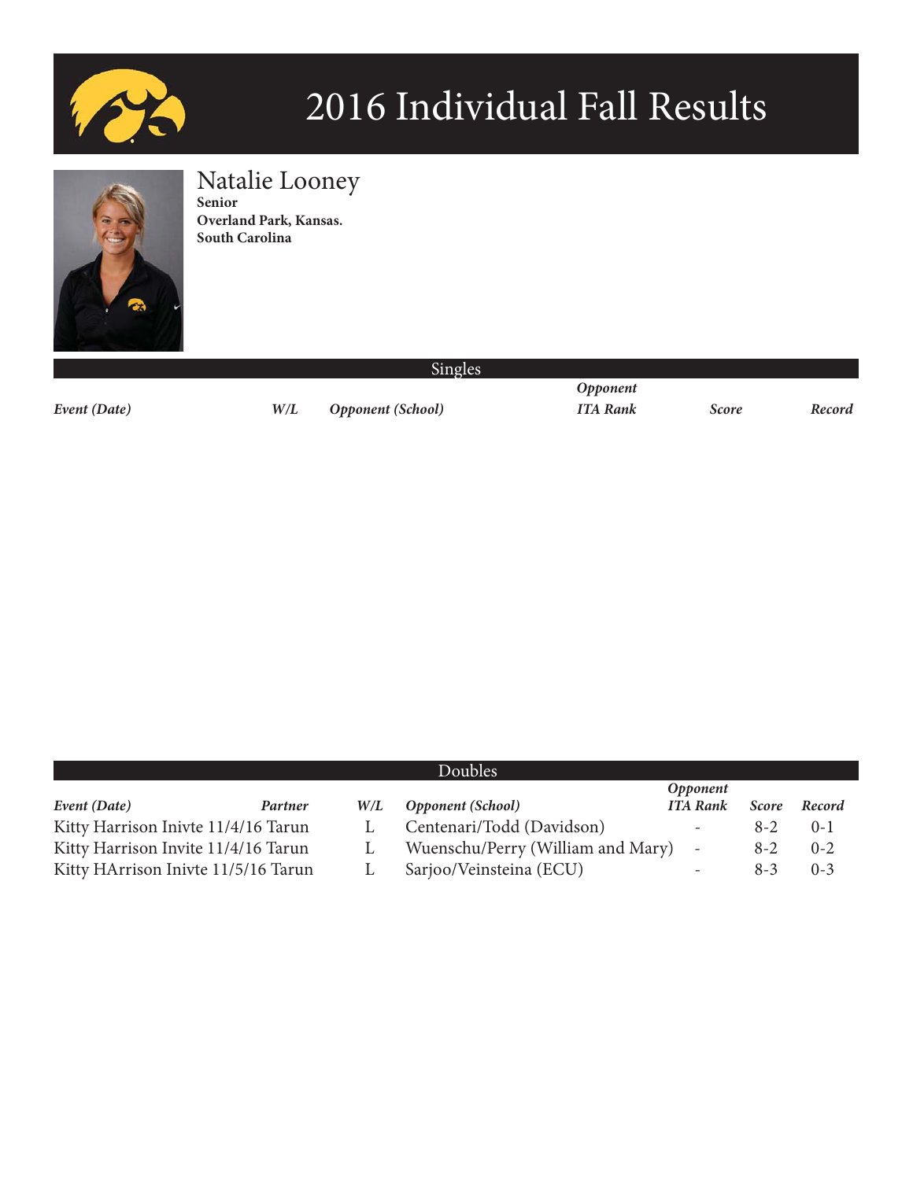# 2016 Individual Fall Results

## Natalie Looney

**Senior**
**Overland Park, Kansas.**
**South Carolina**

### Singles

| *Event (Date)* | *W/L* | *Opponent (School)* | *Opponent ITA Rank* | *Score* | *Record* |
|---|---|---|---|---|---|

### Doubles

| *Event (Date)* | *Partner* | *W/L* | *Opponent (School)* | *Opponent ITA Rank* | *Score* | *Record* |
|---|---|---|---|---|---|---|
| Kitty Harrison Inivte 11/4/16 | Tarun | L | Centenari/Todd (Davidson) | - | 8-2 | 0-1 |
| Kitty Harrison Invite 11/4/16 | Tarun | L | Wuenschu/Perry (William and Mary) | - | 8-2 | 0-2 |
| Kitty HArrison Inivte 11/5/16 | Tarun | L | Sarjoo/Veinsteina (ECU) | - | 8-3 | 0-3 |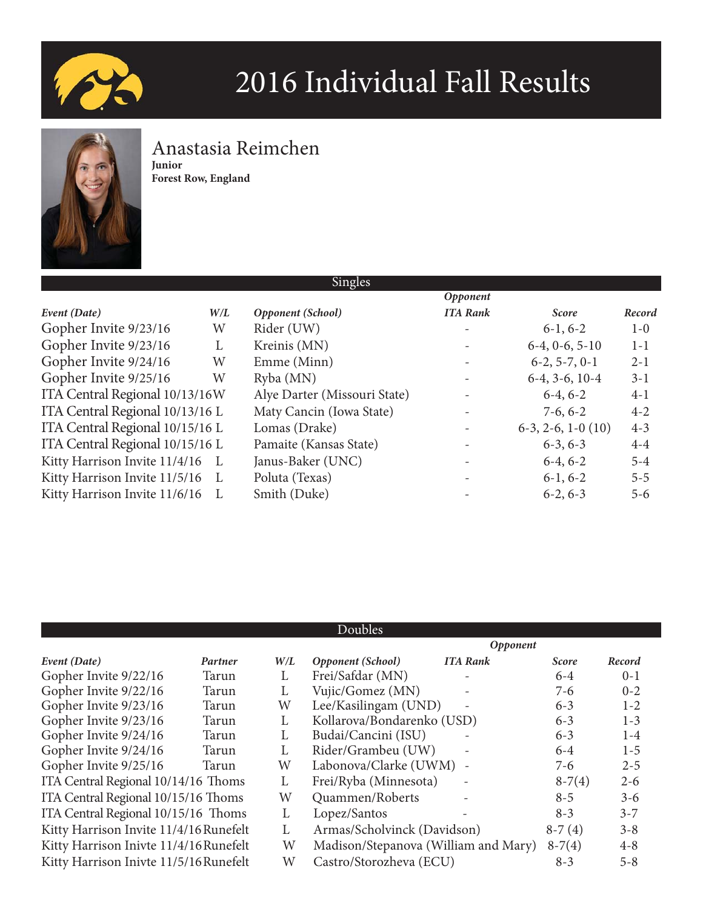# 2016 Individual Fall Results

## Anastasia Reimchen

**Junior**
**Forest Row, England**

### Singles

| *Event (Date)* | *W/L* | *Opponent (School)* | *Opponent ITA Rank* | *Score* | *Record* |
|---|---|---|---|---|---|
| Gopher Invite 9/23/16 | W | Rider (UW) | - | 6-1, 6-2 | 1-0 |
| Gopher Invite 9/23/16 | L | Kreinis (MN) | - | 6-4, 0-6, 5-10 | 1-1 |
| Gopher Invite 9/24/16 | W | Emme (Minn) | - | 6-2, 5-7, 0-1 | 2-1 |
| Gopher Invite 9/25/16 | W | Ryba (MN) | - | 6-4, 3-6, 10-4 | 3-1 |
| ITA Central Regional 10/13/16 | W | Alye Darter (Missouri State) | - | 6-4, 6-2 | 4-1 |
| ITA Central Regional 10/13/16 | L | Maty Cancin (Iowa State) | - | 7-6, 6-2 | 4-2 |
| ITA Central Regional 10/15/16 | L | Lomas (Drake) | - | 6-3, 2-6, 1-0 (10) | 4-3 |
| ITA Central Regional 10/15/16 | L | Pamaite (Kansas State) | - | 6-3, 6-3 | 4-4 |
| Kitty Harrison Invite 11/4/16 | L | Janus-Baker (UNC) | - | 6-4, 6-2 | 5-4 |
| Kitty Harrison Invite 11/5/16 | L | Poluta (Texas) | - | 6-1, 6-2 | 5-5 |
| Kitty Harrison Invite 11/6/16 | L | Smith (Duke) | - | 6-2, 6-3 | 5-6 |

### Doubles

| *Event (Date)* | *Partner* | *W/L* | *Opponent (School)* | *Opponent ITA Rank* | *Score* | *Record* |
|---|---|---|---|---|---|---|
| Gopher Invite 9/22/16 | Tarun | L | Frei/Safdar (MN) | - | 6-4 | 0-1 |
| Gopher Invite 9/22/16 | Tarun | L | Vujic/Gomez (MN) | - | 7-6 | 0-2 |
| Gopher Invite 9/23/16 | Tarun | W | Lee/Kasilingam (UND) | - | 6-3 | 1-2 |
| Gopher Invite 9/23/16 | Tarun | L | Kollarova/Bondarenko (USD) | | 6-3 | 1-3 |
| Gopher Invite 9/24/16 | Tarun | L | Budai/Cancini (ISU) | - | 6-3 | 1-4 |
| Gopher Invite 9/24/16 | Tarun | L | Rider/Grambeu (UW) | - | 6-4 | 1-5 |
| Gopher Invite 9/25/16 | Tarun | W | Labonova/Clarke (UWM) | - | 7-6 | 2-5 |
| ITA Central Regional 10/14/16 | Thoms | L | Frei/Ryba (Minnesota) | - | 8-7(4) | 2-6 |
| ITA Central Regional 10/15/16 | Thoms | W | Quammen/Roberts | - | 8-5 | 3-6 |
| ITA Central Regional 10/15/16 | Thoms | L | Lopez/Santos | - | 8-3 | 3-7 |
| Kitty Harrison Invite 11/4/16 | Runefelt | L | Armas/Scholvinck (Davidson) | | 8-7 (4) | 3-8 |
| Kitty Harrison Inivte 11/4/16 | Runefelt | W | Madison/Stepanova (William and Mary) | | 8-7(4) | 4-8 |
| Kitty Harrison Inivte 11/5/16 | Runefelt | W | Castro/Storozheva (ECU) | | 8-3 | 5-8 |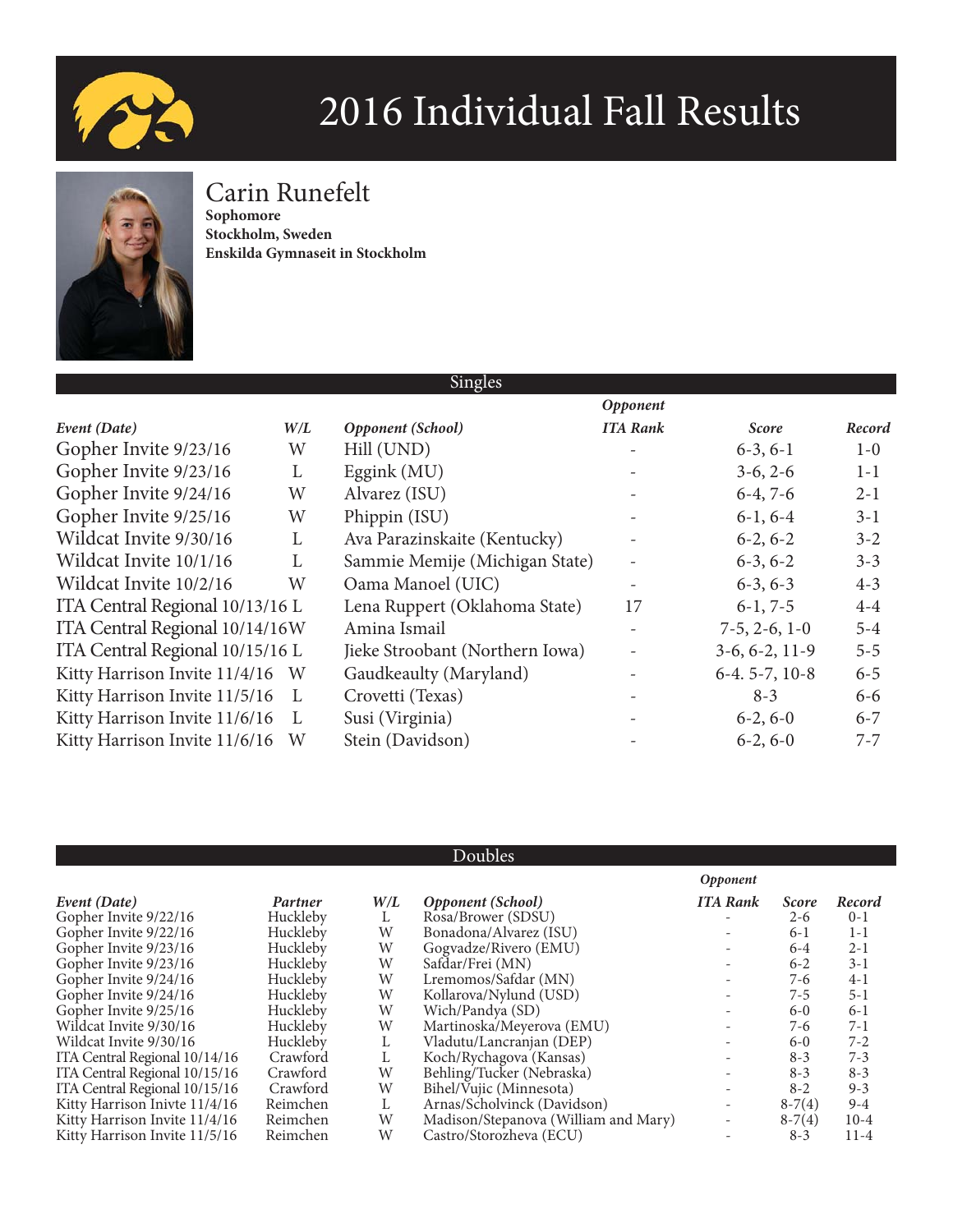# 2016 Individual Fall Results

## Carin Runefelt

**Sophomore**
**Stockholm, Sweden**
**Enskilda Gymnaseit in Stockholm**

### Singles

| *Event (Date)* | *W/L* | *Opponent (School)* | *Opponent ITA Rank* | *Score* | *Record* |
|---|---|---|---|---|---|
| Gopher Invite 9/23/16 | W | Hill (UND) | - | 6-3, 6-1 | 1-0 |
| Gopher Invite 9/23/16 | L | Eggink (MU) | - | 3-6, 2-6 | 1-1 |
| Gopher Invite 9/24/16 | W | Alvarez (ISU) | - | 6-4, 7-6 | 2-1 |
| Gopher Invite 9/25/16 | W | Phippin (ISU) | - | 6-1, 6-4 | 3-1 |
| Wildcat Invite 9/30/16 | L | Ava Parazinskaite (Kentucky) | - | 6-2, 6-2 | 3-2 |
| Wildcat Invite 10/1/16 | L | Sammie Memije (Michigan State) | - | 6-3, 6-2 | 3-3 |
| Wildcat Invite 10/2/16 | W | Oama Manoel (UIC) | - | 6-3, 6-3 | 4-3 |
| ITA Central Regional 10/13/16 | L | Lena Ruppert (Oklahoma State) | 17 | 6-1, 7-5 | 4-4 |
| ITA Central Regional 10/14/16 | W | Amina Ismail | - | 7-5, 2-6, 1-0 | 5-4 |
| ITA Central Regional 10/15/16 | L | Jieke Stroobant (Northern Iowa) | - | 3-6, 6-2, 11-9 | 5-5 |
| Kitty Harrison Invite 11/4/16 | W | Gaudkeaulty (Maryland) | - | 6-4. 5-7, 10-8 | 6-5 |
| Kitty Harrison Invite 11/5/16 | L | Crovetti (Texas) | - | 8-3 | 6-6 |
| Kitty Harrison Invite 11/6/16 | L | Susi (Virginia) | - | 6-2, 6-0 | 6-7 |
| Kitty Harrison Invite 11/6/16 | W | Stein (Davidson) | - | 6-2, 6-0 | 7-7 |

### Doubles

| *Event (Date)* | *Partner* | *W/L* | *Opponent (School)* | *Opponent ITA Rank* | *Score* | *Record* |
|---|---|---|---|---|---|---|
| Gopher Invite 9/22/16 | Huckleby | L | Rosa/Brower (SDSU) | - | 2-6 | 0-1 |
| Gopher Invite 9/22/16 | Huckleby | W | Bonadona/Alvarez (ISU) | - | 6-1 | 1-1 |
| Gopher Invite 9/23/16 | Huckleby | W | Gogvadze/Rivero (EMU) | - | 6-4 | 2-1 |
| Gopher Invite 9/23/16 | Huckleby | W | Safdar/Frei (MN) | - | 6-2 | 3-1 |
| Gopher Invite 9/24/16 | Huckleby | W | Lremomos/Safdar (MN) | - | 7-6 | 4-1 |
| Gopher Invite 9/24/16 | Huckleby | W | Kollarova/Nylund (USD) | - | 7-5 | 5-1 |
| Gopher Invite 9/25/16 | Huckleby | W | Wich/Pandya (SD) | - | 6-0 | 6-1 |
| Wildcat Invite 9/30/16 | Huckleby | W | Martinoska/Meyerova (EMU) | - | 7-6 | 7-1 |
| Wildcat Invite 9/30/16 | Huckleby | L | Vladutu/Lancranjan (DEP) | - | 6-0 | 7-2 |
| ITA Central Regional 10/14/16 | Crawford | L | Koch/Rychagova (Kansas) | - | 8-3 | 7-3 |
| ITA Central Regional 10/15/16 | Crawford | W | Behling/Tucker (Nebraska) | - | 8-3 | 8-3 |
| ITA Central Regional 10/15/16 | Crawford | W | Bihel/Vujic (Minnesota) | - | 8-2 | 9-3 |
| Kitty Harrison Inivte 11/4/16 | Reimchen | L | Arnas/Scholvinck (Davidson) | - | 8-7(4) | 9-4 |
| Kitty Harrison Invite 11/4/16 | Reimchen | W | Madison/Stepanova (William and Mary) | - | 8-7(4) | 10-4 |
| Kitty Harrison Invite 11/5/16 | Reimchen | W | Castro/Storozheva (ECU) | - | 8-3 | 11-4 |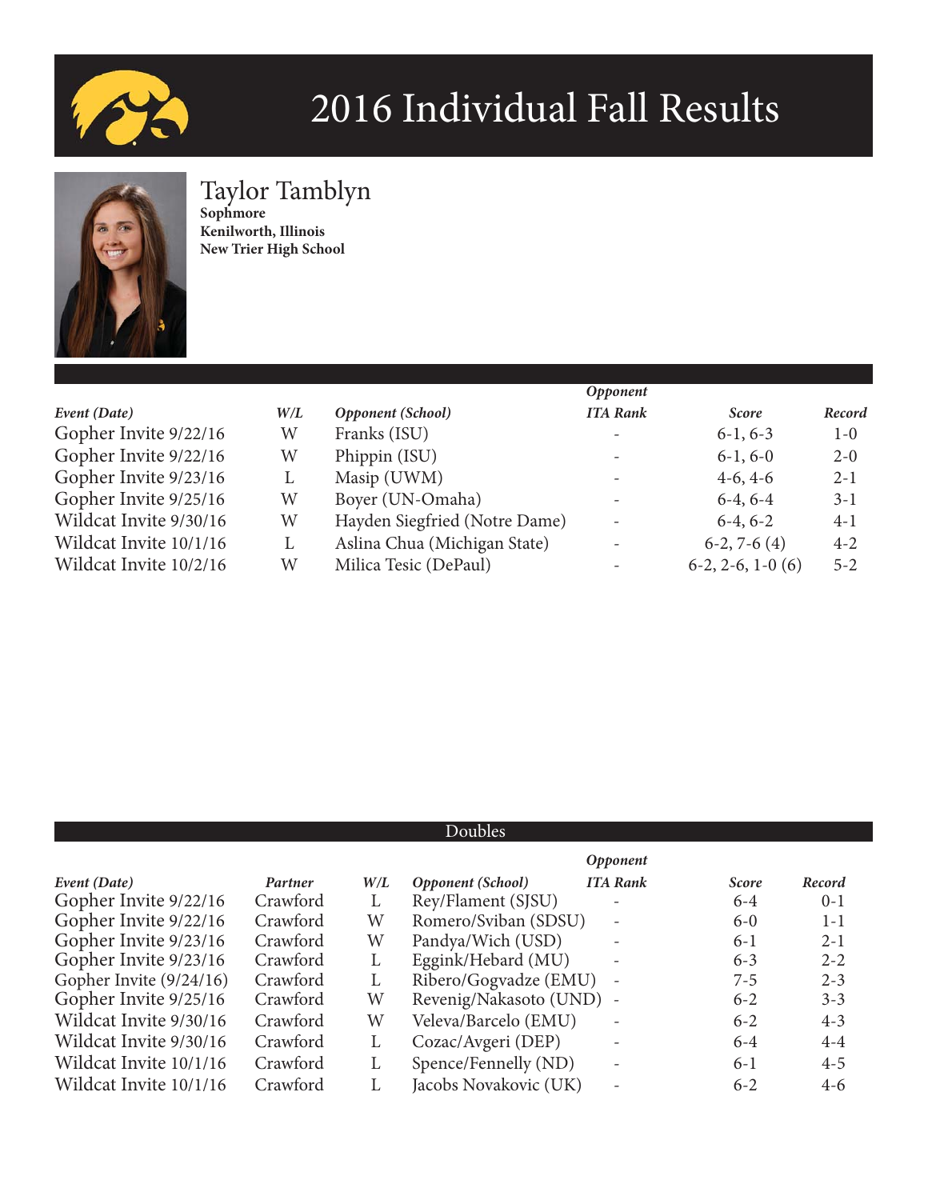# 2016 Individual Fall Results

## Taylor Tamblyn

**Sophmore**
**Kenilworth, Illinois**
**New Trier High School**

| *Event (Date)* | *W/L* | *Opponent (School)* | *Opponent ITA Rank* | *Score* | *Record* |
|---|---|---|---|---|---|
| Gopher Invite 9/22/16 | W | Franks (ISU) | - | 6-1, 6-3 | 1-0 |
| Gopher Invite 9/22/16 | W | Phippin (ISU) | - | 6-1, 6-0 | 2-0 |
| Gopher Invite 9/23/16 | L | Masip (UWM) | - | 4-6, 4-6 | 2-1 |
| Gopher Invite 9/25/16 | W | Boyer (UN-Omaha) | - | 6-4, 6-4 | 3-1 |
| Wildcat Invite 9/30/16 | W | Hayden Siegfried (Notre Dame) | - | 6-4, 6-2 | 4-1 |
| Wildcat Invite 10/1/16 | L | Aslina Chua (Michigan State) | - | 6-2, 7-6 (4) | 4-2 |
| Wildcat Invite 10/2/16 | W | Milica Tesic (DePaul) | - | 6-2, 2-6, 1-0 (6) | 5-2 |

### Doubles

| *Event (Date)* | *Partner* | *W/L* | *Opponent (School)* | *Opponent ITA Rank* | *Score* | *Record* |
|---|---|---|---|---|---|---|
| Gopher Invite 9/22/16 | Crawford | L | Rey/Flament (SJSU) | - | 6-4 | 0-1 |
| Gopher Invite 9/22/16 | Crawford | W | Romero/Sviban (SDSU) | - | 6-0 | 1-1 |
| Gopher Invite 9/23/16 | Crawford | W | Pandya/Wich (USD) | - | 6-1 | 2-1 |
| Gopher Invite 9/23/16 | Crawford | L | Eggink/Hebard (MU) | - | 6-3 | 2-2 |
| Gopher Invite (9/24/16) | Crawford | L | Ribero/Gogvadze (EMU) | - | 7-5 | 2-3 |
| Gopher Invite 9/25/16 | Crawford | W | Revenig/Nakasoto (UND) | - | 6-2 | 3-3 |
| Wildcat Invite 9/30/16 | Crawford | W | Veleva/Barcelo (EMU) | - | 6-2 | 4-3 |
| Wildcat Invite 9/30/16 | Crawford | L | Cozac/Avgeri (DEP) | - | 6-4 | 4-4 |
| Wildcat Invite 10/1/16 | Crawford | L | Spence/Fennelly (ND) | - | 6-1 | 4-5 |
| Wildcat Invite 10/1/16 | Crawford | L | Jacobs Novakovic (UK) | - | 6-2 | 4-6 |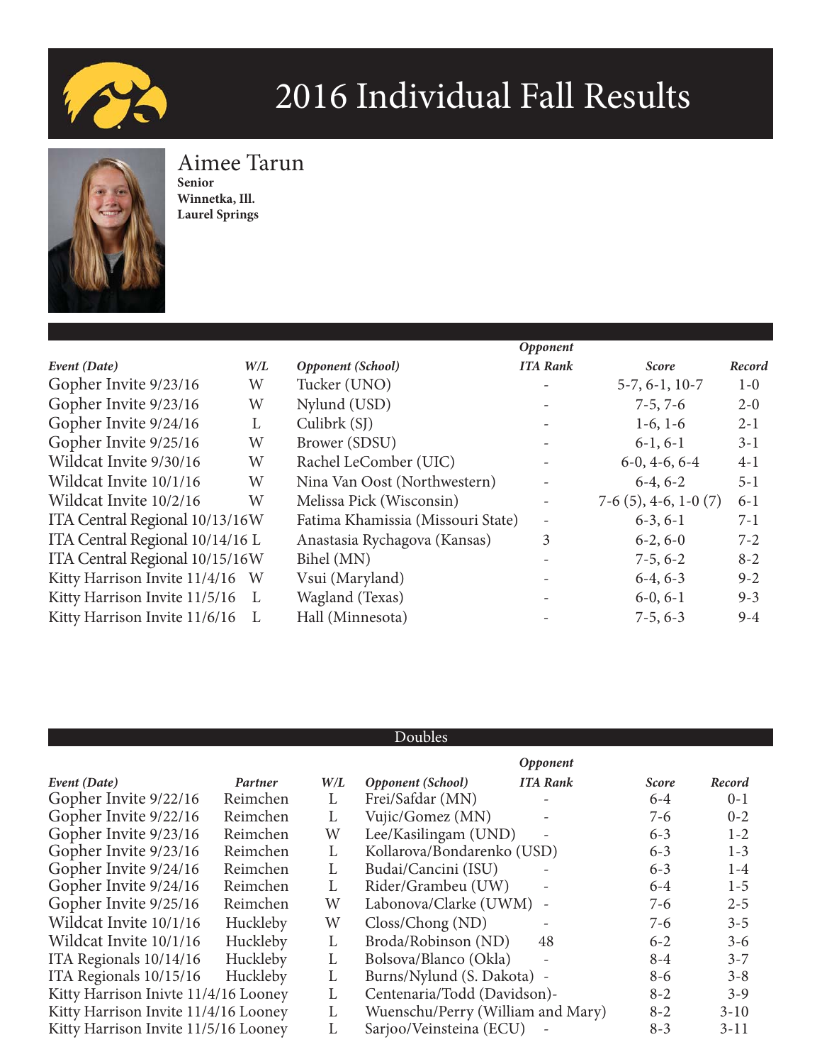# 2016 Individual Fall Results

## Aimee Tarun

**Senior**
**Winnetka, Ill.**
**Laurel Springs**

| *Event (Date)* | *W/L* | *Opponent (School)* | *Opponent ITA Rank* | *Score* | *Record* |
|---|---|---|---|---|---|
| Gopher Invite 9/23/16 | W | Tucker (UNO) | - | 5-7, 6-1, 10-7 | 1-0 |
| Gopher Invite 9/23/16 | W | Nylund (USD) | - | 7-5, 7-6 | 2-0 |
| Gopher Invite 9/24/16 | L | Culibrk (SJ) | - | 1-6, 1-6 | 2-1 |
| Gopher Invite 9/25/16 | W | Brower (SDSU) | - | 6-1, 6-1 | 3-1 |
| Wildcat Invite 9/30/16 | W | Rachel LeComber (UIC) | - | 6-0, 4-6, 6-4 | 4-1 |
| Wildcat Invite 10/1/16 | W | Nina Van Oost (Northwestern) | - | 6-4, 6-2 | 5-1 |
| Wildcat Invite 10/2/16 | W | Melissa Pick (Wisconsin) | - | 7-6 (5), 4-6, 1-0 (7) | 6-1 |
| ITA Central Regional 10/13/16 | W | Fatima Khamissia (Missouri State) | - | 6-3, 6-1 | 7-1 |
| ITA Central Regional 10/14/16 | L | Anastasia Rychagova (Kansas) | 3 | 6-2, 6-0 | 7-2 |
| ITA Central Regional 10/15/16 | W | Bihel (MN) | - | 7-5, 6-2 | 8-2 |
| Kitty Harrison Invite 11/4/16 | W | Vsui (Maryland) | - | 6-4, 6-3 | 9-2 |
| Kitty Harrison Invite 11/5/16 | L | Wagland (Texas) | - | 6-0, 6-1 | 9-3 |
| Kitty Harrison Invite 11/6/16 | L | Hall (Minnesota) | - | 7-5, 6-3 | 9-4 |

### Doubles

| *Event (Date)* | *Partner* | *W/L* | *Opponent (School)* | *Opponent ITA Rank* | *Score* | *Record* |
|---|---|---|---|---|---|---|
| Gopher Invite 9/22/16 | Reimchen | L | Frei/Safdar (MN) | - | 6-4 | 0-1 |
| Gopher Invite 9/22/16 | Reimchen | L | Vujic/Gomez (MN) | - | 7-6 | 0-2 |
| Gopher Invite 9/23/16 | Reimchen | W | Lee/Kasilingam (UND) | - | 6-3 | 1-2 |
| Gopher Invite 9/23/16 | Reimchen | L | Kollarova/Bondarenko (USD) | | 6-3 | 1-3 |
| Gopher Invite 9/24/16 | Reimchen | L | Budai/Cancini (ISU) | - | 6-3 | 1-4 |
| Gopher Invite 9/24/16 | Reimchen | L | Rider/Grambeu (UW) | - | 6-4 | 1-5 |
| Gopher Invite 9/25/16 | Reimchen | W | Labonova/Clarke (UWM) | - | 7-6 | 2-5 |
| Wildcat Invite 10/1/16 | Huckleby | W | Closs/Chong (ND) | - | 7-6 | 3-5 |
| Wildcat Invite 10/1/16 | Huckleby | L | Broda/Robinson (ND) | 48 | 6-2 | 3-6 |
| ITA Regionals 10/14/16 | Huckleby | L | Bolsova/Blanco (Okla) | - | 8-4 | 3-7 |
| ITA Regionals 10/15/16 | Huckleby | L | Burns/Nylund (S. Dakota) | - | 8-6 | 3-8 |
| Kitty Harrison Inivte 11/4/16 | Looney | L | Centenaria/Todd (Davidson) | - | 8-2 | 3-9 |
| Kitty Harrison Invite 11/4/16 | Looney | L | Wuenschu/Perry (William and Mary) | | 8-2 | 3-10 |
| Kitty Harrison Invite 11/5/16 | Looney | L | Sarjoo/Veinsteina (ECU) | - | 8-3 | 3-11 |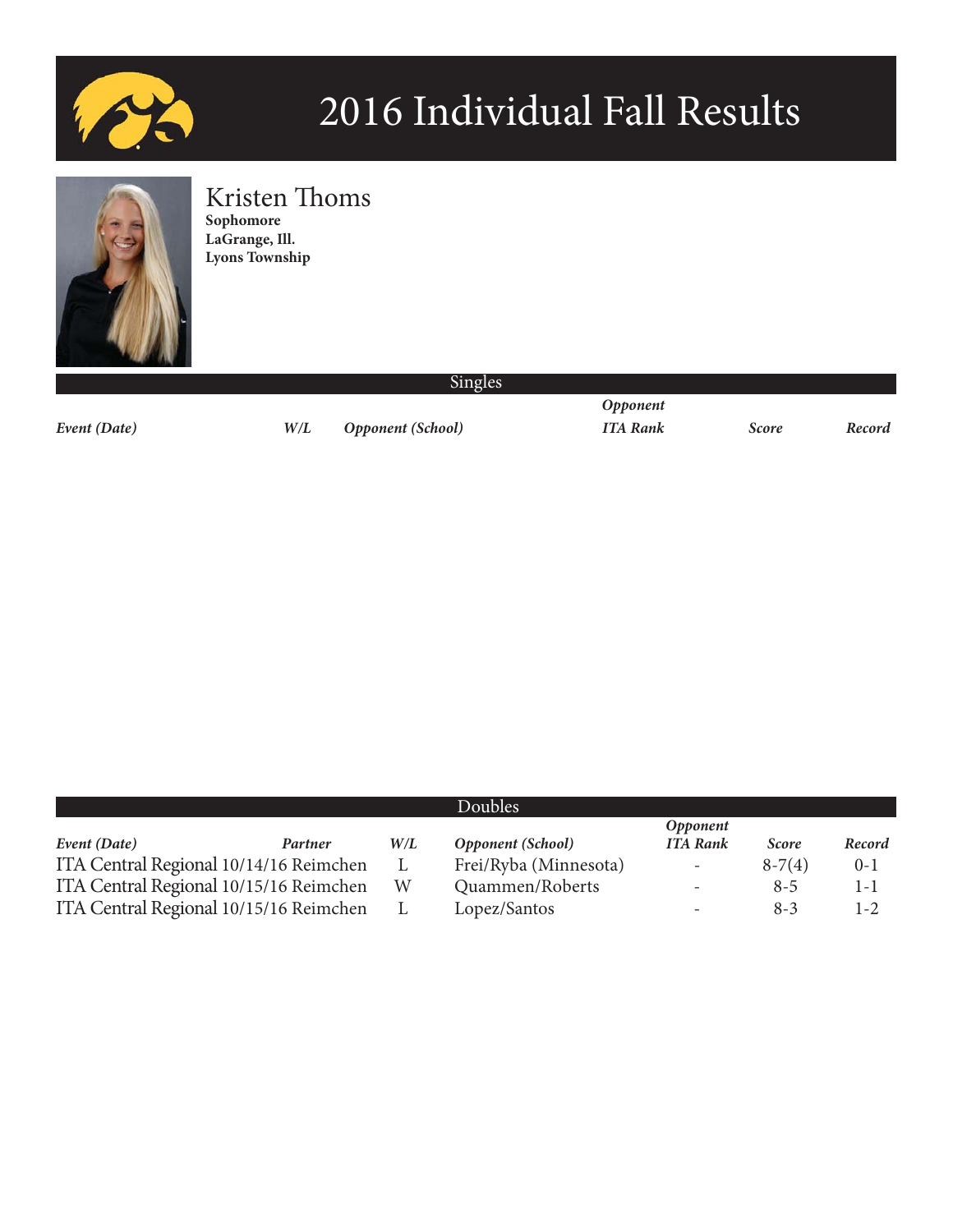# 2016 Individual Fall Results

## Kristen Thoms

**Sophomore**
**LaGrange, Ill.**
**Lyons Township**

### Singles

| *Event (Date)* | *W/L* | *Opponent (School)* | *Opponent ITA Rank* | *Score* | *Record* |
|---|---|---|---|---|---|

### Doubles

| *Event (Date)* | *Partner* | *W/L* | *Opponent (School)* | *Opponent ITA Rank* | *Score* | *Record* |
|---|---|---|---|---|---|---|
| ITA Central Regional 10/14/16 | Reimchen | L | Frei/Ryba (Minnesota) | - | 8-7(4) | 0-1 |
| ITA Central Regional 10/15/16 | Reimchen | W | Quammen/Roberts | - | 8-5 | 1-1 |
| ITA Central Regional 10/15/16 | Reimchen | L | Lopez/Santos | - | 8-3 | 1-2 |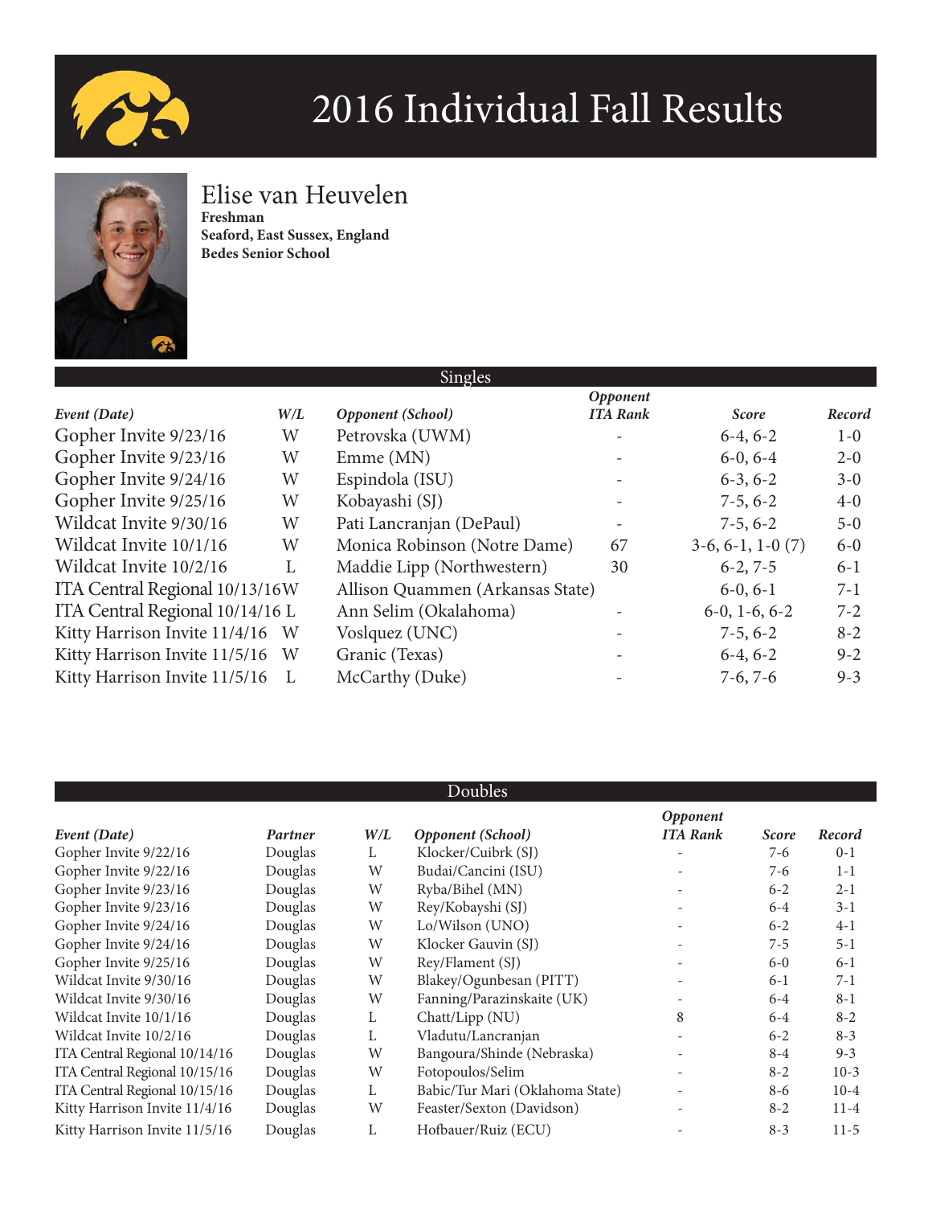# 2016 Individual Fall Results

## Elise van Heuvelen

**Freshman**
**Seaford, East Sussex, England**
**Bedes Senior School**

### Singles

| *Event (Date)* | *W/L* | *Opponent (School)* | *Opponent ITA Rank* | *Score* | *Record* |
|---|---|---|---|---|---|
| Gopher Invite 9/23/16 | W | Petrovska (UWM) | - | 6-4, 6-2 | 1-0 |
| Gopher Invite 9/23/16 | W | Emme (MN) | - | 6-0, 6-4 | 2-0 |
| Gopher Invite 9/24/16 | W | Espindola (ISU) | - | 6-3, 6-2 | 3-0 |
| Gopher Invite 9/25/16 | W | Kobayashi (SJ) | - | 7-5, 6-2 | 4-0 |
| Wildcat Invite 9/30/16 | W | Pati Lancranjan (DePaul) | - | 7-5, 6-2 | 5-0 |
| Wildcat Invite 10/1/16 | W | Monica Robinson (Notre Dame) | 67 | 3-6, 6-1, 1-0 (7) | 6-0 |
| Wildcat Invite 10/2/16 | L | Maddie Lipp (Northwestern) | 30 | 6-2, 7-5 | 6-1 |
| ITA Central Regional 10/13/16 | W | Allison Quammen (Arkansas State) | | 6-0, 6-1 | 7-1 |
| ITA Central Regional 10/14/16 | L | Ann Selim (Okalahoma) | - | 6-0, 1-6, 6-2 | 7-2 |
| Kitty Harrison Invite 11/4/16 | W | Voslquez (UNC) | - | 7-5, 6-2 | 8-2 |
| Kitty Harrison Invite 11/5/16 | W | Granic (Texas) | - | 6-4, 6-2 | 9-2 |
| Kitty Harrison Invite 11/5/16 | L | McCarthy (Duke) | - | 7-6, 7-6 | 9-3 |

### Doubles

| *Event (Date)* | *Partner* | *W/L* | *Opponent (School)* | *Opponent ITA Rank* | *Score* | *Record* |
|---|---|---|---|---|---|---|
| Gopher Invite 9/22/16 | Douglas | L | Klocker/Cuibrk (SJ) | - | 7-6 | 0-1 |
| Gopher Invite 9/22/16 | Douglas | W | Budai/Cancini (ISU) | - | 7-6 | 1-1 |
| Gopher Invite 9/23/16 | Douglas | W | Ryba/Bihel (MN) | - | 6-2 | 2-1 |
| Gopher Invite 9/23/16 | Douglas | W | Rey/Kobayshi (SJ) | - | 6-4 | 3-1 |
| Gopher Invite 9/24/16 | Douglas | W | Lo/Wilson (UNO) | - | 6-2 | 4-1 |
| Gopher Invite 9/24/16 | Douglas | W | Klocker Gauvin (SJ) | - | 7-5 | 5-1 |
| Gopher Invite 9/25/16 | Douglas | W | Rey/Flament (SJ) | - | 6-0 | 6-1 |
| Wildcat Invite 9/30/16 | Douglas | W | Blakey/Ogunbesan (PITT) | - | 6-1 | 7-1 |
| Wildcat Invite 9/30/16 | Douglas | W | Fanning/Parazinskaite (UK) | - | 6-4 | 8-1 |
| Wildcat Invite 10/1/16 | Douglas | L | Chatt/Lipp (NU) | 8 | 6-4 | 8-2 |
| Wildcat Invite 10/2/16 | Douglas | L | Vladutu/Lancranjan | - | 6-2 | 8-3 |
| ITA Central Regional 10/14/16 | Douglas | W | Bangoura/Shinde (Nebraska) | - | 8-4 | 9-3 |
| ITA Central Regional 10/15/16 | Douglas | W | Fotopoulos/Selim | - | 8-2 | 10-3 |
| ITA Central Regional 10/15/16 | Douglas | L | Babic/Tur Mari (Oklahoma State) | - | 8-6 | 10-4 |
| Kitty Harrison Invite 11/4/16 | Douglas | W | Feaster/Sexton (Davidson) | - | 8-2 | 11-4 |
| Kitty Harrison Invite 11/5/16 | Douglas | L | Hofbauer/Ruiz (ECU) | - | 8-3 | 11-5 |